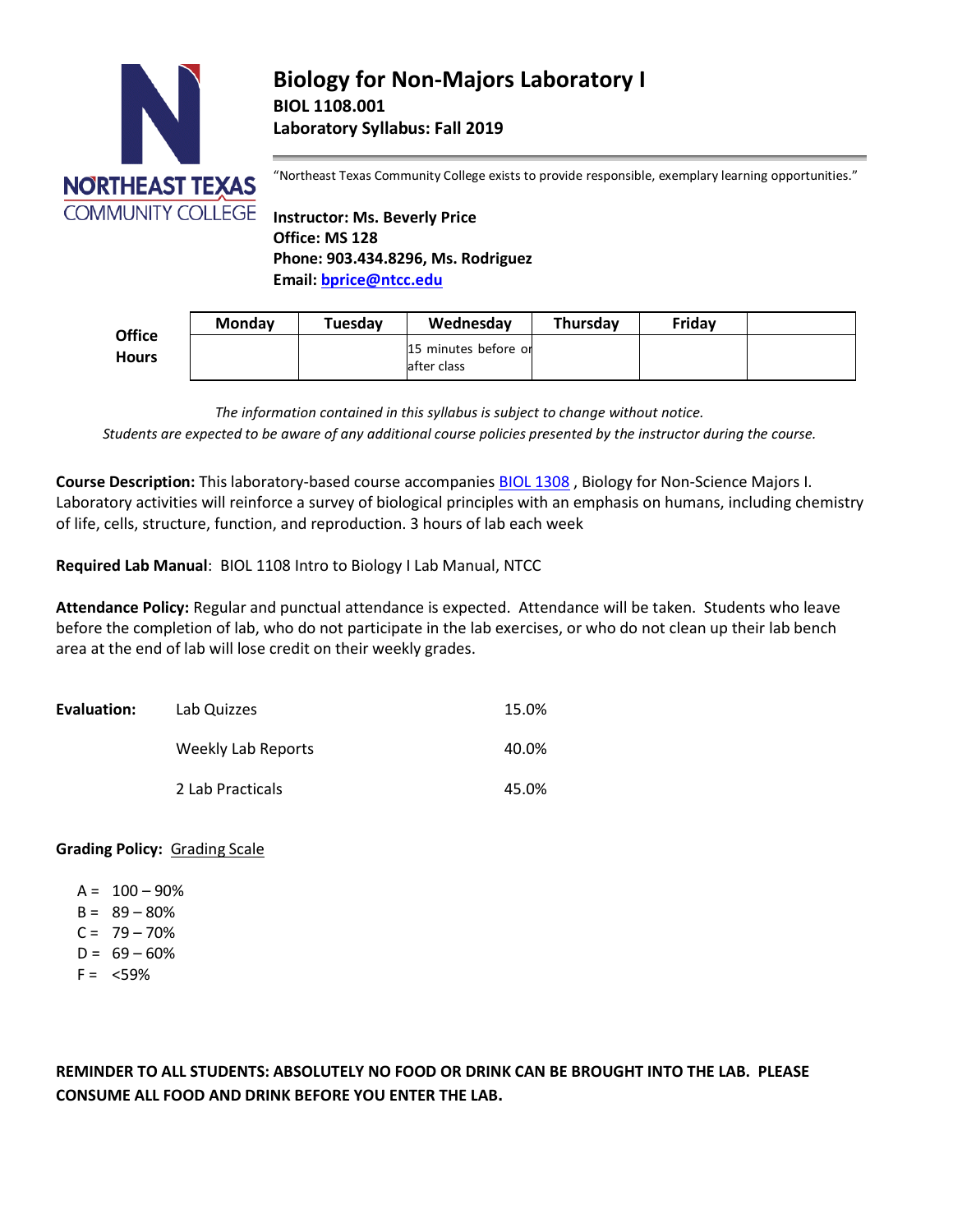# Biology for Non-Majors Laboratory I

**BIOL 1108.001**

**Laboratory Syllabus: Fall 2019**

"Northeast Texas Community College exists to provide responsible, exemplary learning opportunities."

**Instructor: Ms. Beverly Price**
**Office: MS 128**
**Phone: 903.434.8296, Ms. Rodriguez**
**Email: bprice@ntcc.edu**

| Office Hours | Monday | Tuesday | Wednesday | Thursday | Friday | |
|---|---|---|---|---|---|---|
| | | | 15 minutes before or after class | | | |

*The information contained in this syllabus is subject to change without notice.*
*Students are expected to be aware of any additional course policies presented by the instructor during the course.*

**Course Description:** This laboratory-based course accompanies BIOL 1308 , Biology for Non-Science Majors I. Laboratory activities will reinforce a survey of biological principles with an emphasis on humans, including chemistry of life, cells, structure, function, and reproduction. 3 hours of lab each week

**Required Lab Manual**: BIOL 1108 Intro to Biology I Lab Manual, NTCC

**Attendance Policy:** Regular and punctual attendance is expected. Attendance will be taken. Students who leave before the completion of lab, who do not participate in the lab exercises, or who do not clean up their lab bench area at the end of lab will lose credit on their weekly grades.

| **Evaluation:** | Lab Quizzes | 15.0% |
|---|---|---|
| | Weekly Lab Reports | 40.0% |
| | 2 Lab Practicals | 45.0% |

**Grading Policy:** Grading Scale

- A = 100 – 90%
- B = 89 – 80%
- C = 79 – 70%
- D = 69 – 60%
- F = <59%

**REMINDER TO ALL STUDENTS: ABSOLUTELY NO FOOD OR DRINK CAN BE BROUGHT INTO THE LAB. PLEASE CONSUME ALL FOOD AND DRINK BEFORE YOU ENTER THE LAB.**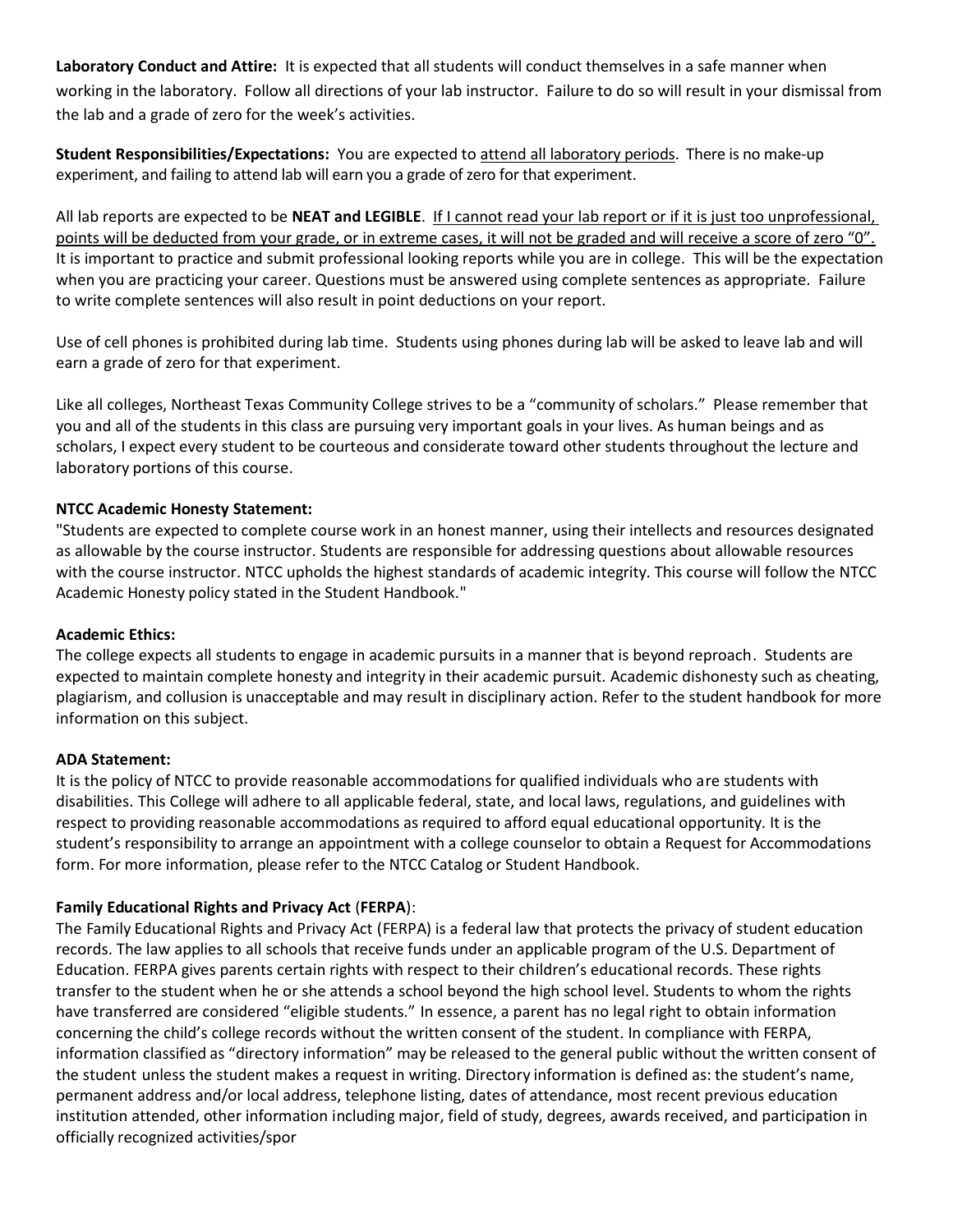**Laboratory Conduct and Attire:** It is expected that all students will conduct themselves in a safe manner when working in the laboratory. Follow all directions of your lab instructor. Failure to do so will result in your dismissal from the lab and a grade of zero for the week's activities.

**Student Responsibilities/Expectations:** You are expected to <u>attend all laboratory periods</u>. There is no make-up experiment, and failing to attend lab will earn you a grade of zero for that experiment.

All lab reports are expected to be **NEAT and LEGIBLE**. <u>If I cannot read your lab report or if it is just too unprofessional, points will be deducted from your grade, or in extreme cases, it will not be graded and will receive a score of zero "0".</u> It is important to practice and submit professional looking reports while you are in college. This will be the expectation when you are practicing your career. Questions must be answered using complete sentences as appropriate. Failure to write complete sentences will also result in point deductions on your report.

Use of cell phones is prohibited during lab time. Students using phones during lab will be asked to leave lab and will earn a grade of zero for that experiment.

Like all colleges, Northeast Texas Community College strives to be a "community of scholars." Please remember that you and all of the students in this class are pursuing very important goals in your lives. As human beings and as scholars, I expect every student to be courteous and considerate toward other students throughout the lecture and laboratory portions of this course.

**NTCC Academic Honesty Statement:**

"Students are expected to complete course work in an honest manner, using their intellects and resources designated as allowable by the course instructor. Students are responsible for addressing questions about allowable resources with the course instructor. NTCC upholds the highest standards of academic integrity. This course will follow the NTCC Academic Honesty policy stated in the Student Handbook."

**Academic Ethics:**

The college expects all students to engage in academic pursuits in a manner that is beyond reproach. Students are expected to maintain complete honesty and integrity in their academic pursuit. Academic dishonesty such as cheating, plagiarism, and collusion is unacceptable and may result in disciplinary action. Refer to the student handbook for more information on this subject.

**ADA Statement:**

It is the policy of NTCC to provide reasonable accommodations for qualified individuals who are students with disabilities. This College will adhere to all applicable federal, state, and local laws, regulations, and guidelines with respect to providing reasonable accommodations as required to afford equal educational opportunity. It is the student's responsibility to arrange an appointment with a college counselor to obtain a Request for Accommodations form. For more information, please refer to the NTCC Catalog or Student Handbook.

**Family Educational Rights and Privacy Act (FERPA):**

The Family Educational Rights and Privacy Act (FERPA) is a federal law that protects the privacy of student education records. The law applies to all schools that receive funds under an applicable program of the U.S. Department of Education. FERPA gives parents certain rights with respect to their children's educational records. These rights transfer to the student when he or she attends a school beyond the high school level. Students to whom the rights have transferred are considered "eligible students." In essence, a parent has no legal right to obtain information concerning the child's college records without the written consent of the student. In compliance with FERPA, information classified as "directory information" may be released to the general public without the written consent of the student unless the student makes a request in writing. Directory information is defined as: the student's name, permanent address and/or local address, telephone listing, dates of attendance, most recent previous education institution attended, other information including major, field of study, degrees, awards received, and participation in officially recognized activities/spor